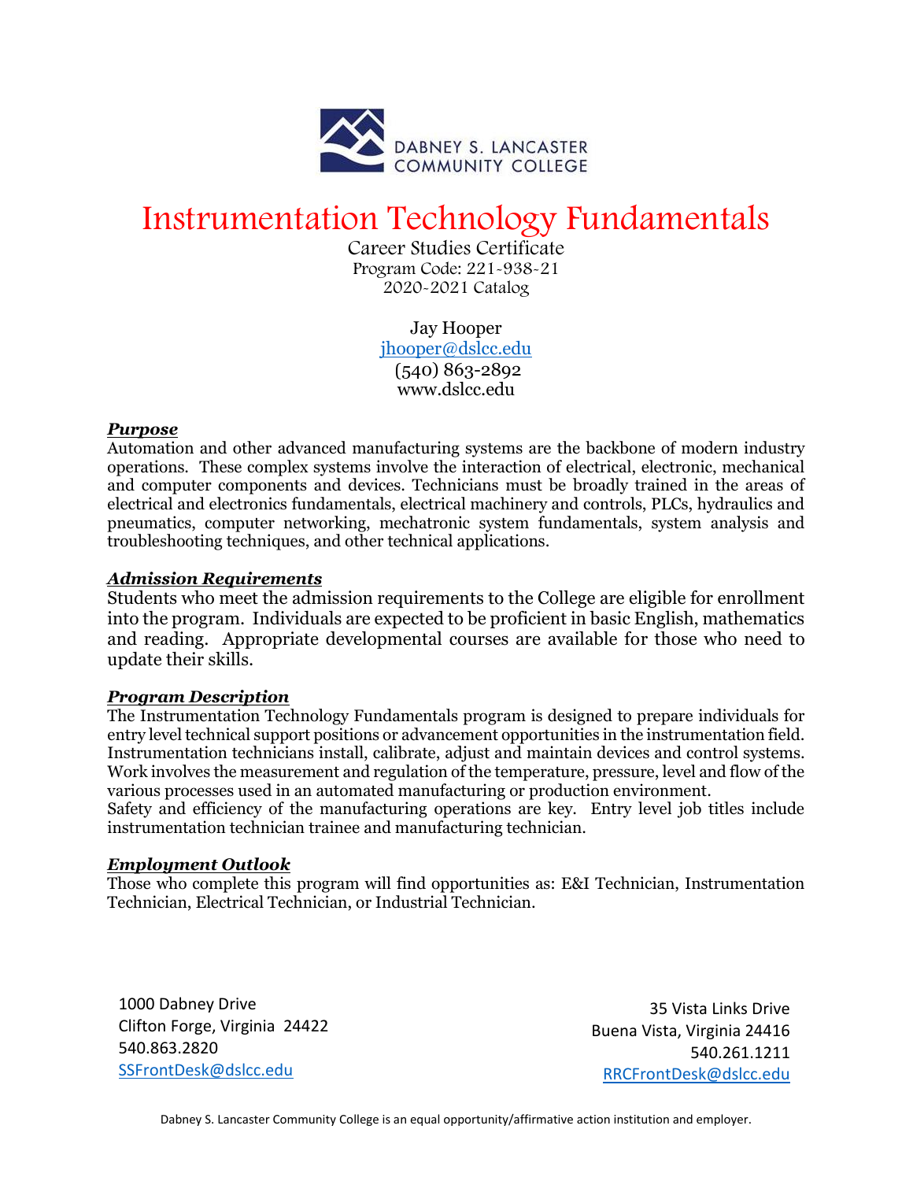DABNEY S. LANCASTER COMMUNITY COLLEGE

# Instrumentation Technology Fundamentals

Career Studies Certificate
Program Code: 221-938-21
2020-2021 Catalog

Jay Hooper
jhooper@dslcc.edu
(540) 863-2892
www.dslcc.edu

### ***Purpose***

Automation and other advanced manufacturing systems are the backbone of modern industry operations. These complex systems involve the interaction of electrical, electronic, mechanical and computer components and devices. Technicians must be broadly trained in the areas of electrical and electronics fundamentals, electrical machinery and controls, PLCs, hydraulics and pneumatics, computer networking, mechatronic system fundamentals, system analysis and troubleshooting techniques, and other technical applications.

### ***Admission Requirements***

Students who meet the admission requirements to the College are eligible for enrollment into the program. Individuals are expected to be proficient in basic English, mathematics and reading. Appropriate developmental courses are available for those who need to update their skills.

### ***Program Description***

The Instrumentation Technology Fundamentals program is designed to prepare individuals for entry level technical support positions or advancement opportunities in the instrumentation field. Instrumentation technicians install, calibrate, adjust and maintain devices and control systems. Work involves the measurement and regulation of the temperature, pressure, level and flow of the various processes used in an automated manufacturing or production environment.
Safety and efficiency of the manufacturing operations are key. Entry level job titles include instrumentation technician trainee and manufacturing technician.

### ***Employment Outlook***

Those who complete this program will find opportunities as: E&I Technician, Instrumentation Technician, Electrical Technician, or Industrial Technician.

1000 Dabney Drive
Clifton Forge, Virginia 24422
540.863.2820
SSFrontDesk@dslcc.edu

35 Vista Links Drive
Buena Vista, Virginia 24416
540.261.1211
RRCFrontDesk@dslcc.edu

Dabney S. Lancaster Community College is an equal opportunity/affirmative action institution and employer.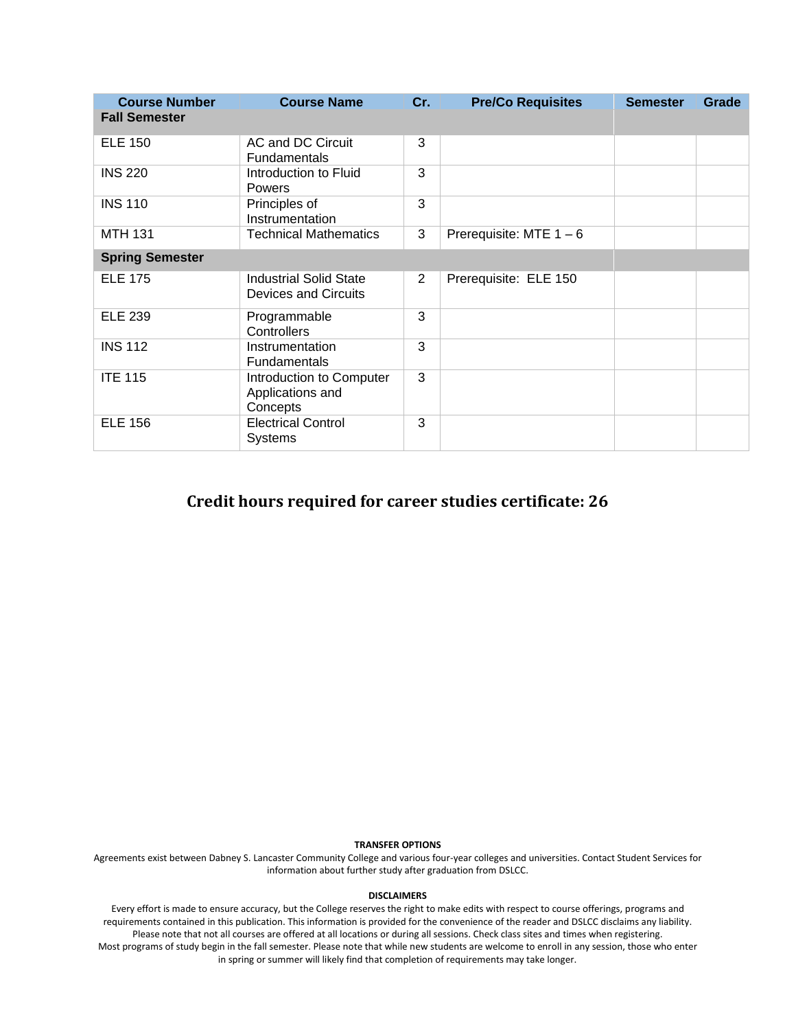| Course Number | Course Name | Cr. | Pre/Co Requisites | Semester | Grade |
|---|---|---|---|---|---|
| **Fall Semester** | | | | | |
| ELE 150 | AC and DC Circuit Fundamentals | 3 | | | |
| INS 220 | Introduction to Fluid Powers | 3 | | | |
| INS 110 | Principles of Instrumentation | 3 | | | |
| MTH 131 | Technical Mathematics | 3 | Prerequisite: MTE 1 – 6 | | |
| **Spring Semester** | | | | | |
| ELE 175 | Industrial Solid State Devices and Circuits | 2 | Prerequisite: ELE 150 | | |
| ELE 239 | Programmable Controllers | 3 | | | |
| INS 112 | Instrumentation Fundamentals | 3 | | | |
| ITE 115 | Introduction to Computer Applications and Concepts | 3 | | | |
| ELE 156 | Electrical Control Systems | 3 | | | |

## Credit hours required for career studies certificate: 26

**TRANSFER OPTIONS**

Agreements exist between Dabney S. Lancaster Community College and various four-year colleges and universities. Contact Student Services for information about further study after graduation from DSLCC.

**DISCLAIMERS**

Every effort is made to ensure accuracy, but the College reserves the right to make edits with respect to course offerings, programs and requirements contained in this publication. This information is provided for the convenience of the reader and DSLCC disclaims any liability. Please note that not all courses are offered at all locations or during all sessions. Check class sites and times when registering. Most programs of study begin in the fall semester. Please note that while new students are welcome to enroll in any session, those who enter in spring or summer will likely find that completion of requirements may take longer.